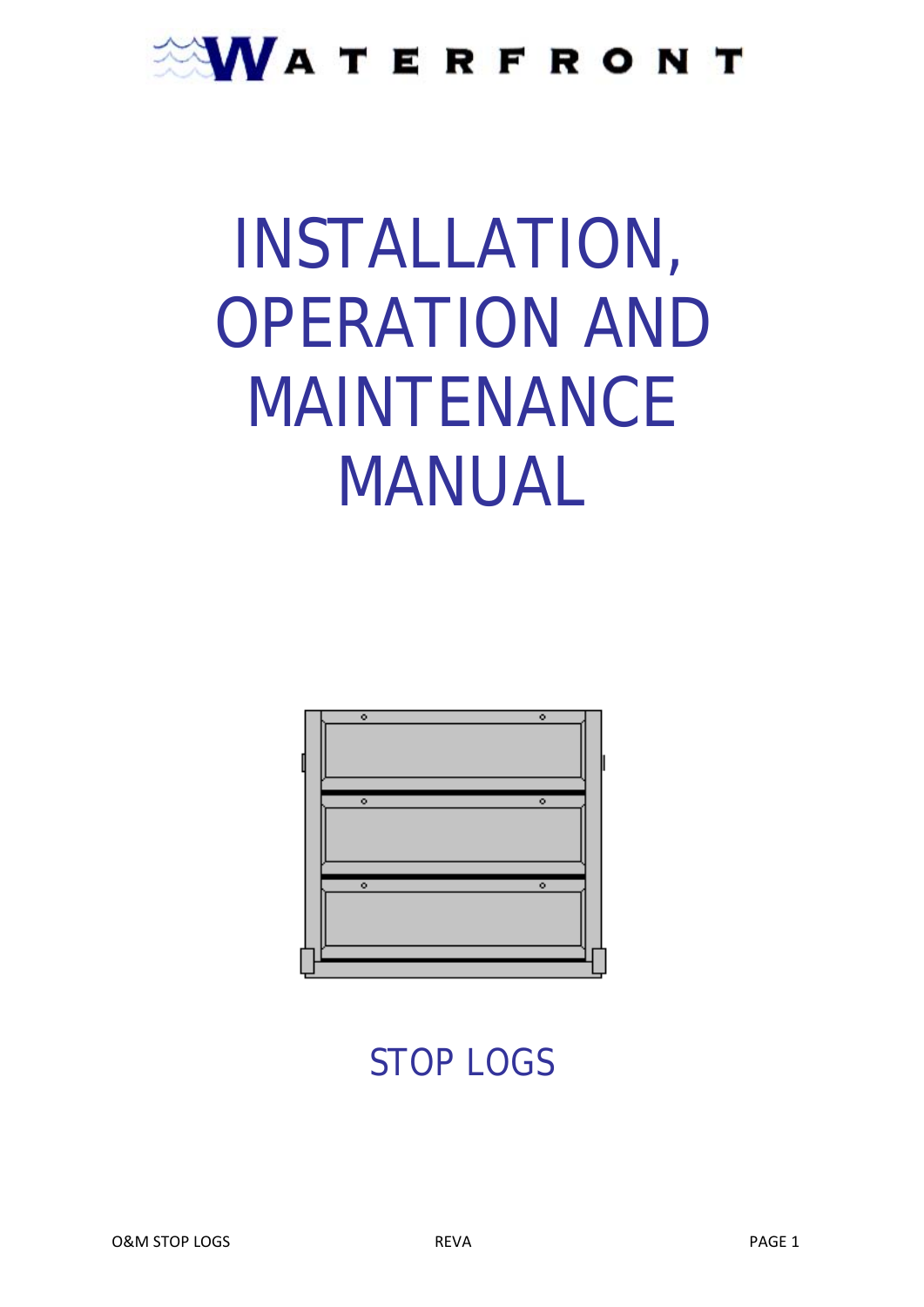WATERFRONT

# INSTALLATION, OPERATION AND MAINTENANCE MANUAL

## STOP LOGS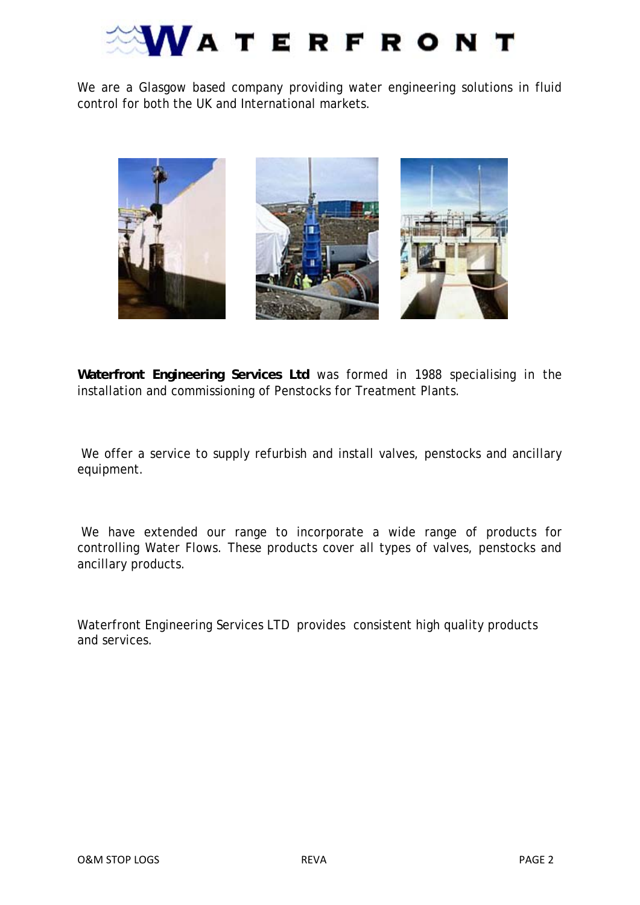# WATERFRONT

We are a Glasgow based company providing water engineering solutions in fluid control for both the UK and International markets.

**Waterfront Engineering Services Ltd** was formed in 1988 specialising in the installation and commissioning of Penstocks for Treatment Plants.

We offer a service to supply refurbish and install valves, penstocks and ancillary equipment.

We have extended our range to incorporate a wide range of products for controlling Water Flows. These products cover all types of valves, penstocks and ancillary products.

Waterfront Engineering Services LTD provides consistent high quality products and services.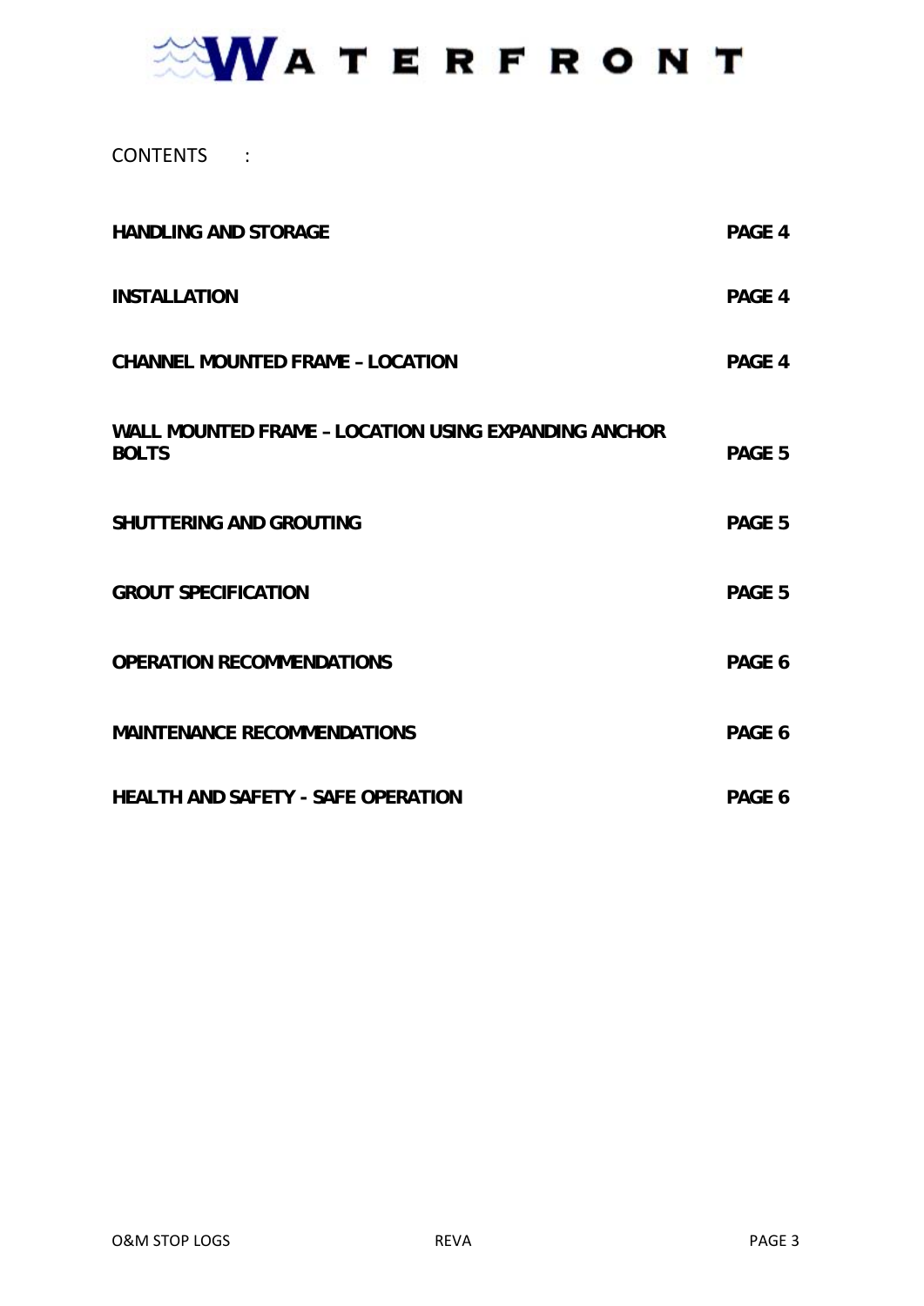WATERFRONT

CONTENTS :

| | |
|---|---|
| **HANDLING AND STORAGE** | **PAGE 4** |
| **INSTALLATION** | **PAGE 4** |
| **CHANNEL MOUNTED FRAME – LOCATION** | **PAGE 4** |
| **WALL MOUNTED FRAME – LOCATION USING EXPANDING ANCHOR BOLTS** | **PAGE 5** |
| **SHUTTERING AND GROUTING** | **PAGE 5** |
| **GROUT SPECIFICATION** | **PAGE 5** |
| **OPERATION RECOMMENDATIONS** | **PAGE 6** |
| **MAINTENANCE RECOMMENDATIONS** | **PAGE 6** |
| **HEALTH AND SAFETY - SAFE OPERATION** | **PAGE 6** |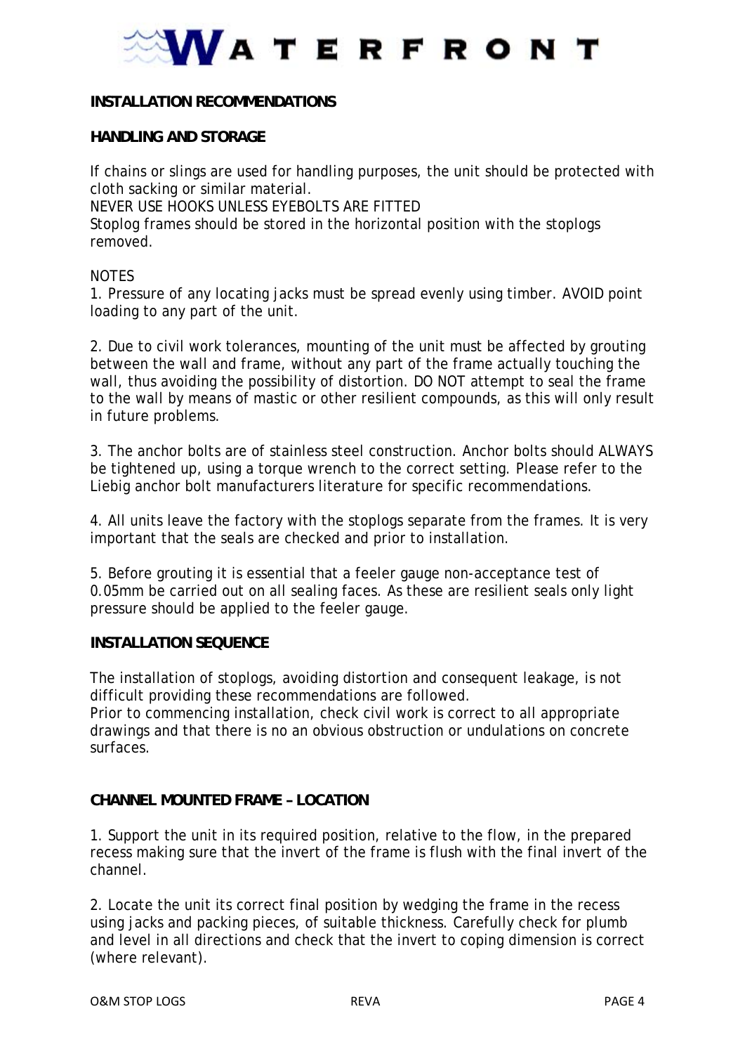## INSTALLATION RECOMMENDATIONS

### HANDLING AND STORAGE

If chains or slings are used for handling purposes, the unit should be protected with cloth sacking or similar material.
NEVER USE HOOKS UNLESS EYEBOLTS ARE FITTED
Stoplog frames should be stored in the horizontal position with the stoplogs removed.

NOTES

1. Pressure of any locating jacks must be spread evenly using timber. AVOID point loading to any part of the unit.

2. Due to civil work tolerances, mounting of the unit must be affected by grouting between the wall and frame, without any part of the frame actually touching the wall, thus avoiding the possibility of distortion. DO NOT attempt to seal the frame to the wall by means of mastic or other resilient compounds, as this will only result in future problems.

3. The anchor bolts are of stainless steel construction. Anchor bolts should ALWAYS be tightened up, using a torque wrench to the correct setting. Please refer to the Liebig anchor bolt manufacturers literature for specific recommendations.

4. All units leave the factory with the stoplogs separate from the frames. It is very important that the seals are checked and prior to installation.

5. Before grouting it is essential that a feeler gauge non-acceptance test of 0.05mm be carried out on all sealing faces. As these are resilient seals only light pressure should be applied to the feeler gauge.

### INSTALLATION SEQUENCE

The installation of stoplogs, avoiding distortion and consequent leakage, is not difficult providing these recommendations are followed.
Prior to commencing installation, check civil work is correct to all appropriate drawings and that there is no an obvious obstruction or undulations on concrete surfaces.

### CHANNEL MOUNTED FRAME – LOCATION

1. Support the unit in its required position, relative to the flow, in the prepared recess making sure that the invert of the frame is flush with the final invert of the channel.

2. Locate the unit its correct final position by wedging the frame in the recess using jacks and packing pieces, of suitable thickness. Carefully check for plumb and level in all directions and check that the invert to coping dimension is correct (where relevant).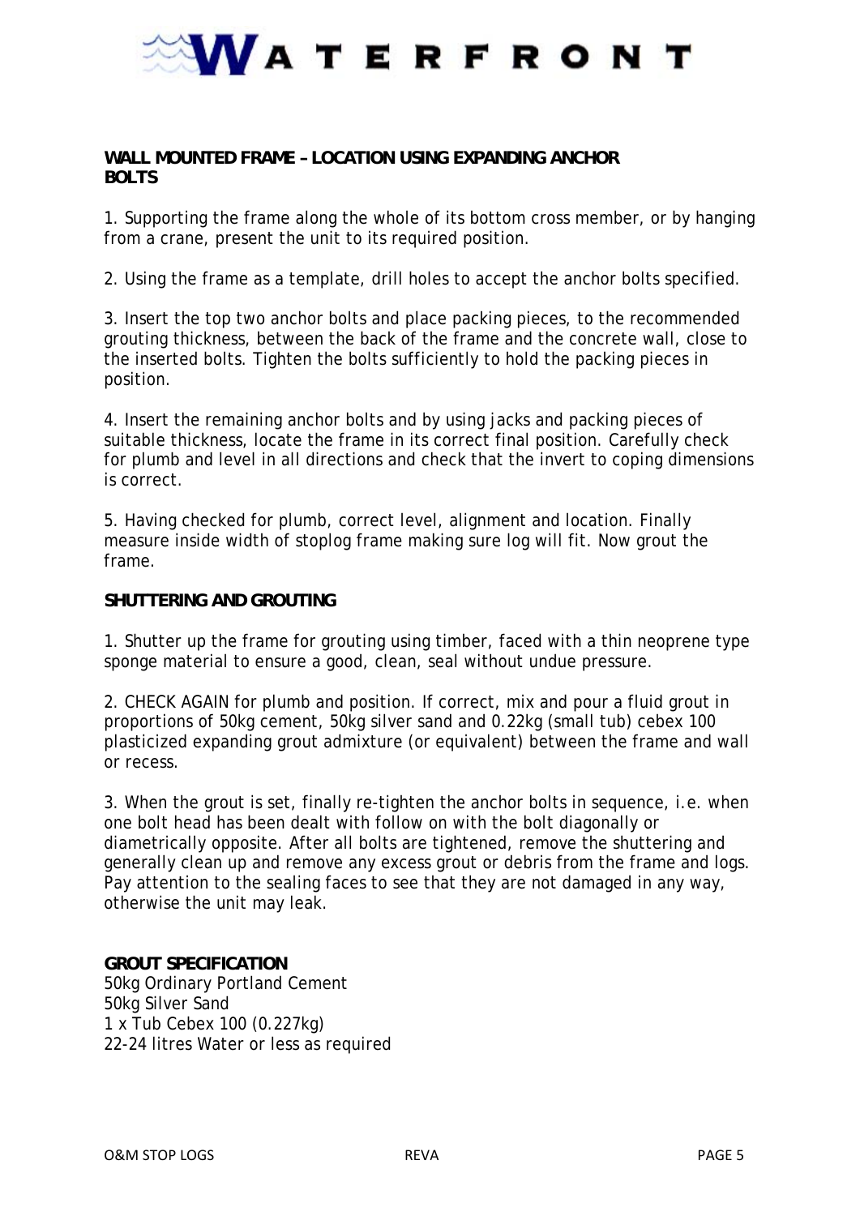## WALL MOUNTED FRAME – LOCATION USING EXPANDING ANCHOR BOLTS

1. Supporting the frame along the whole of its bottom cross member, or by hanging from a crane, present the unit to its required position.

2. Using the frame as a template, drill holes to accept the anchor bolts specified.

3. Insert the top two anchor bolts and place packing pieces, to the recommended grouting thickness, between the back of the frame and the concrete wall, close to the inserted bolts. Tighten the bolts sufficiently to hold the packing pieces in position.

4. Insert the remaining anchor bolts and by using jacks and packing pieces of suitable thickness, locate the frame in its correct final position. Carefully check for plumb and level in all directions and check that the invert to coping dimensions is correct.

5. Having checked for plumb, correct level, alignment and location. Finally measure inside width of stoplog frame making sure log will fit. Now grout the frame.

## SHUTTERING AND GROUTING

1. Shutter up the frame for grouting using timber, faced with a thin neoprene type sponge material to ensure a good, clean, seal without undue pressure.

2. CHECK AGAIN for plumb and position. If correct, mix and pour a fluid grout in proportions of 50kg cement, 50kg silver sand and 0.22kg (small tub) cebex 100 plasticized expanding grout admixture (or equivalent) between the frame and wall or recess.

3. When the grout is set, finally re-tighten the anchor bolts in sequence, i.e. when one bolt head has been dealt with follow on with the bolt diagonally or diametrically opposite. After all bolts are tightened, remove the shuttering and generally clean up and remove any excess grout or debris from the frame and logs. Pay attention to the sealing faces to see that they are not damaged in any way, otherwise the unit may leak.

## GROUT SPECIFICATION

50kg Ordinary Portland Cement
50kg Silver Sand
1 x Tub Cebex 100 (0.227kg)
22-24 litres Water or less as required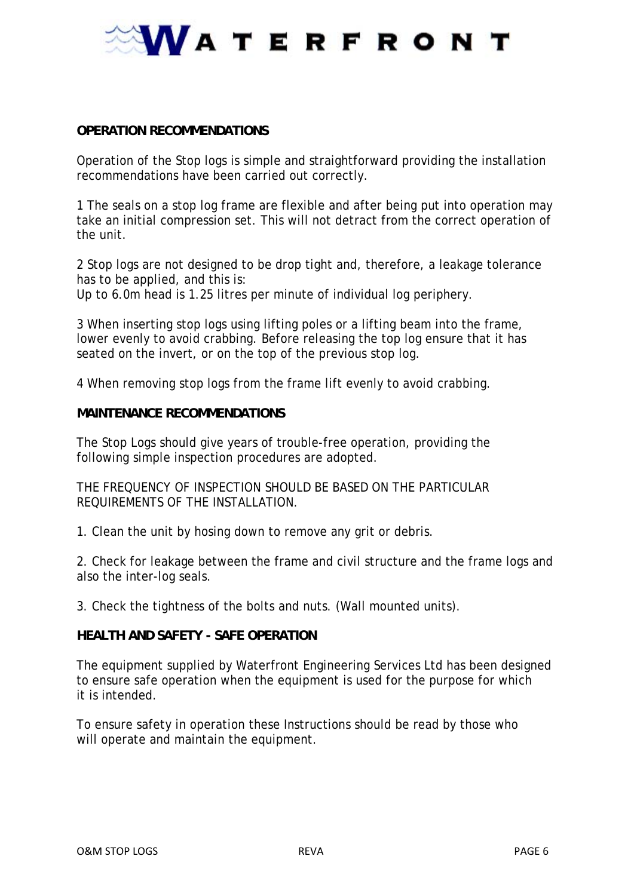## OPERATION RECOMMENDATIONS

Operation of the Stop logs is simple and straightforward providing the installation recommendations have been carried out correctly.

1 The seals on a stop log frame are flexible and after being put into operation may take an initial compression set. This will not detract from the correct operation of the unit.

2 Stop logs are not designed to be drop tight and, therefore, a leakage tolerance has to be applied, and this is:
Up to 6.0m head is 1.25 litres per minute of individual log periphery.

3 When inserting stop logs using lifting poles or a lifting beam into the frame, lower evenly to avoid crabbing. Before releasing the top log ensure that it has seated on the invert, or on the top of the previous stop log.

4 When removing stop logs from the frame lift evenly to avoid crabbing.

## MAINTENANCE RECOMMENDATIONS

The Stop Logs should give years of trouble-free operation, providing the following simple inspection procedures are adopted.

THE FREQUENCY OF INSPECTION SHOULD BE BASED ON THE PARTICULAR REQUIREMENTS OF THE INSTALLATION.

1. Clean the unit by hosing down to remove any grit or debris.

2. Check for leakage between the frame and civil structure and the frame logs and also the inter-log seals.

3. Check the tightness of the bolts and nuts. (Wall mounted units).

## HEALTH AND SAFETY - SAFE OPERATION

The equipment supplied by Waterfront Engineering Services Ltd has been designed to ensure safe operation when the equipment is used for the purpose for which it is intended.

To ensure safety in operation these Instructions should be read by those who will operate and maintain the equipment.